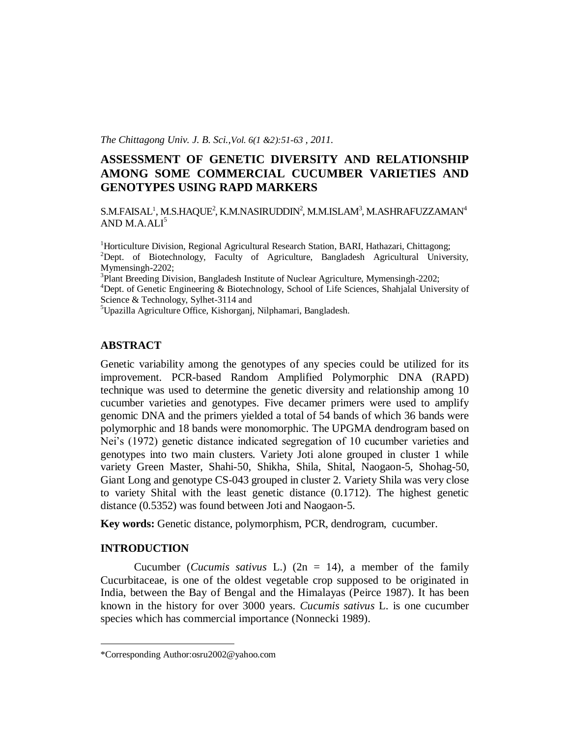# ASSESSMENT OF GENETIC DIVERSITY AND RELATIONSHIP AMONG SOME COMMERCIAL CUCUMBER VARIETIES AND GENOTYPES USING RAPD MARKERS

S.M.FAISAL[1], M.S.HAQUE[2], K.M.NASIRUDDIN[2], M.M.ISLAM[3], M.ASHRAFUZZAMAN[4] AND M.A.ALI[5]

[1]Horticulture Division, Regional Agricultural Research Station, BARI, Hathazari, Chittagong;
[2]Dept. of Biotechnology, Faculty of Agriculture, Bangladesh Agricultural University, Mymensingh-2202;
[3]Plant Breeding Division, Bangladesh Institute of Nuclear Agriculture, Mymensingh-2202;
[4]Dept. of Genetic Engineering & Biotechnology, School of Life Sciences, Shahjalal University of Science & Technology, Sylhet-3114 and
[5]Upazilla Agriculture Office, Kishorganj, Nilphamari, Bangladesh.

## ABSTRACT

Genetic variability among the genotypes of any species could be utilized for its improvement. PCR-based Random Amplified Polymorphic DNA (RAPD) technique was used to determine the genetic diversity and relationship among 10 cucumber varieties and genotypes. Five decamer primers were used to amplify genomic DNA and the primers yielded a total of 54 bands of which 36 bands were polymorphic and 18 bands were monomorphic. The UPGMA dendrogram based on Nei's (1972) genetic distance indicated segregation of 10 cucumber varieties and genotypes into two main clusters. Variety Joti alone grouped in cluster 1 while variety Green Master, Shahi-50, Shikha, Shila, Shital, Naogaon-5, Shohag-50, Giant Long and genotype CS-043 grouped in cluster 2. Variety Shila was very close to variety Shital with the least genetic distance (0.1712). The highest genetic distance (0.5352) was found between Joti and Naogaon-5.

**Key words:** Genetic distance, polymorphism, PCR, dendrogram, cucumber.

## INTRODUCTION

Cucumber (*Cucumis sativus* L.) (2n = 14), a member of the family Cucurbitaceae, is one of the oldest vegetable crop supposed to be originated in India, between the Bay of Bengal and the Himalayas (Peirce 1987). It has been known in the history for over 3000 years. *Cucumis sativus* L. is one cucumber species which has commercial importance (Nonnecki 1989).

*Corresponding Author:osru2002@yahoo.com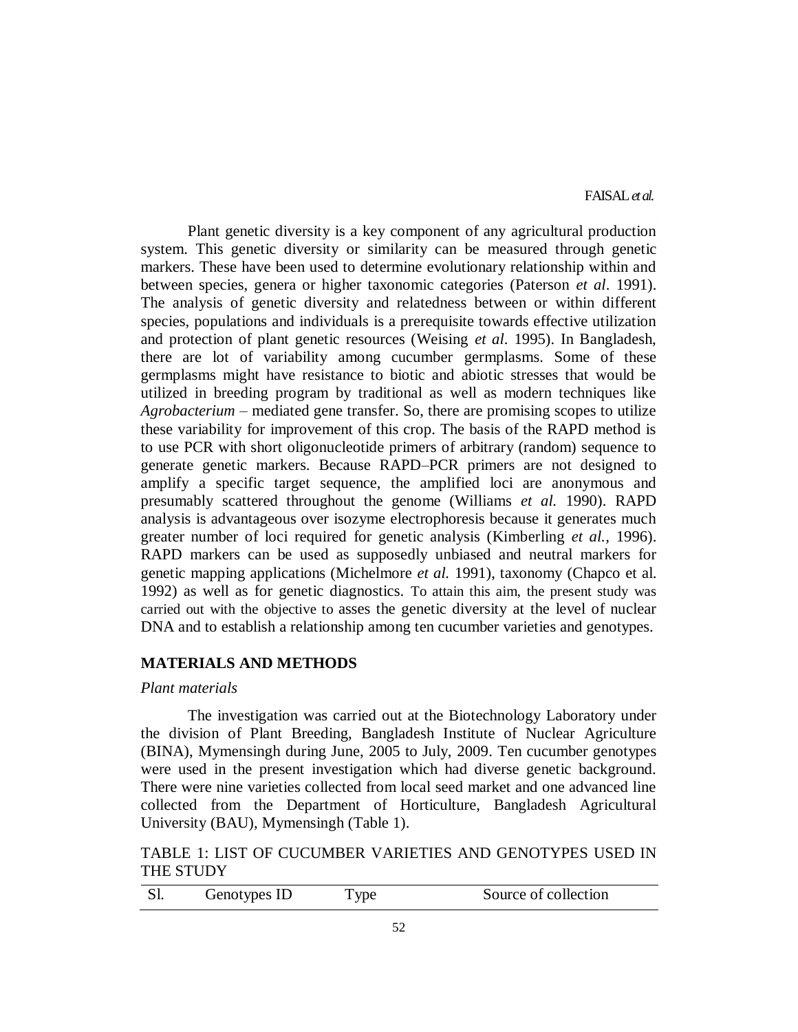Plant genetic diversity is a key component of any agricultural production system. This genetic diversity or similarity can be measured through genetic markers. These have been used to determine evolutionary relationship within and between species, genera or higher taxonomic categories (Paterson *et al*. 1991). The analysis of genetic diversity and relatedness between or within different species, populations and individuals is a prerequisite towards effective utilization and protection of plant genetic resources (Weising *et al*. 1995). In Bangladesh, there are lot of variability among cucumber germplasms. Some of these germplasms might have resistance to biotic and abiotic stresses that would be utilized in breeding program by traditional as well as modern techniques like *Agrobacterium* – mediated gene transfer. So, there are promising scopes to utilize these variability for improvement of this crop. The basis of the RAPD method is to use PCR with short oligonucleotide primers of arbitrary (random) sequence to generate genetic markers. Because RAPD–PCR primers are not designed to amplify a specific target sequence, the amplified loci are anonymous and presumably scattered throughout the genome (Williams *et al.* 1990). RAPD analysis is advantageous over isozyme electrophoresis because it generates much greater number of loci required for genetic analysis (Kimberling *et al.*, 1996). RAPD markers can be used as supposedly unbiased and neutral markers for genetic mapping applications (Michelmore *et al.* 1991), taxonomy (Chapco et al. 1992) as well as for genetic diagnostics. To attain this aim, the present study was carried out with the objective to asses the genetic diversity at the level of nuclear DNA and to establish a relationship among ten cucumber varieties and genotypes.

## MATERIALS AND METHODS

*Plant materials*

The investigation was carried out at the Biotechnology Laboratory under the division of Plant Breeding, Bangladesh Institute of Nuclear Agriculture (BINA), Mymensingh during June, 2005 to July, 2009. Ten cucumber genotypes were used in the present investigation which had diverse genetic background. There were nine varieties collected from local seed market and one advanced line collected from the Department of Horticulture, Bangladesh Agricultural University (BAU), Mymensingh (Table 1).

TABLE 1: LIST OF CUCUMBER VARIETIES AND GENOTYPES USED IN THE STUDY

| Sl. | Genotypes ID | Type | Source of collection |
| --- | --- | --- | --- |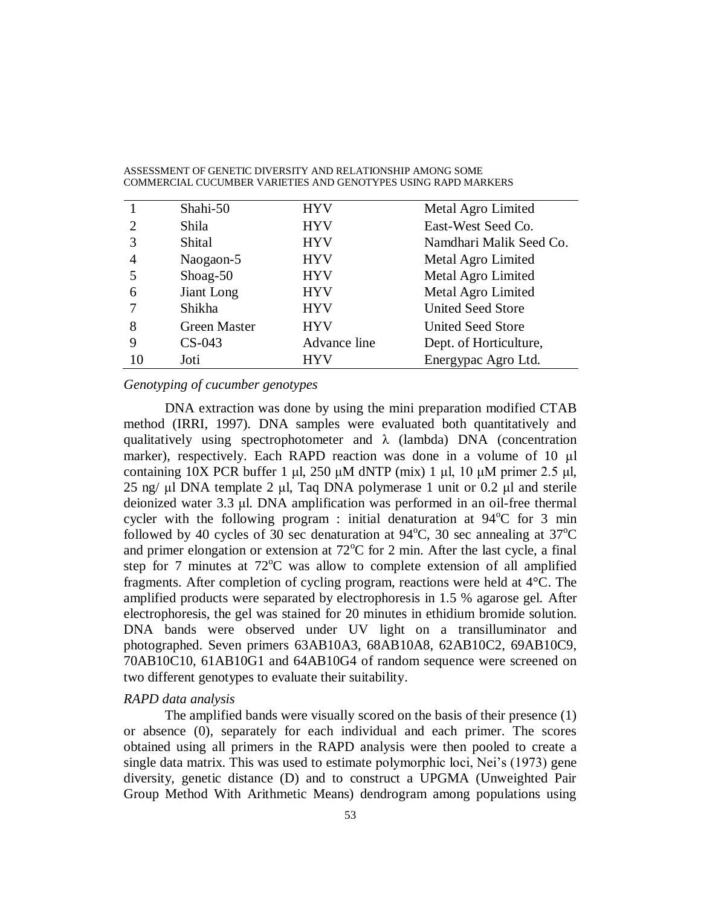| | | | |
|---|---|---|---|
| 1 | Shahi-50 | HYV | Metal Agro Limited |
| 2 | Shila | HYV | East-West Seed Co. |
| 3 | Shital | HYV | Namdhari Malik Seed Co. |
| 4 | Naogaon-5 | HYV | Metal Agro Limited |
| 5 | Shoag-50 | HYV | Metal Agro Limited |
| 6 | Jiant Long | HYV | Metal Agro Limited |
| 7 | Shikha | HYV | United Seed Store |
| 8 | Green Master | HYV | United Seed Store |
| 9 | CS-043 | Advance line | Dept. of Horticulture, |
| 10 | Joti | HYV | Energypac Agro Ltd. |

*Genotyping of cucumber genotypes*

DNA extraction was done by using the mini preparation modified CTAB method (IRRI, 1997). DNA samples were evaluated both quantitatively and qualitatively using spectrophotometer and λ (lambda) DNA (concentration marker), respectively. Each RAPD reaction was done in a volume of 10 μl containing 10X PCR buffer 1 μl, 250 μM dNTP (mix) 1 μl, 10 μM primer 2.5 μl, 25 ng/ μl DNA template 2 μl, Taq DNA polymerase 1 unit or 0.2 μl and sterile deionized water 3.3 μl. DNA amplification was performed in an oil-free thermal cycler with the following program : initial denaturation at 94°C for 3 min followed by 40 cycles of 30 sec denaturation at 94°C, 30 sec annealing at 37°C and primer elongation or extension at 72°C for 2 min. After the last cycle, a final step for 7 minutes at 72°C was allow to complete extension of all amplified fragments. After completion of cycling program, reactions were held at 4°C. The amplified products were separated by electrophoresis in 1.5 % agarose gel. After electrophoresis, the gel was stained for 20 minutes in ethidium bromide solution. DNA bands were observed under UV light on a transilluminator and photographed. Seven primers 63AB10A3, 68AB10A8, 62AB10C2, 69AB10C9, 70AB10C10, 61AB10G1 and 64AB10G4 of random sequence were screened on two different genotypes to evaluate their suitability.

*RAPD data analysis*

The amplified bands were visually scored on the basis of their presence (1) or absence (0), separately for each individual and each primer. The scores obtained using all primers in the RAPD analysis were then pooled to create a single data matrix. This was used to estimate polymorphic loci, Nei's (1973) gene diversity, genetic distance (D) and to construct a UPGMA (Unweighted Pair Group Method With Arithmetic Means) dendrogram among populations using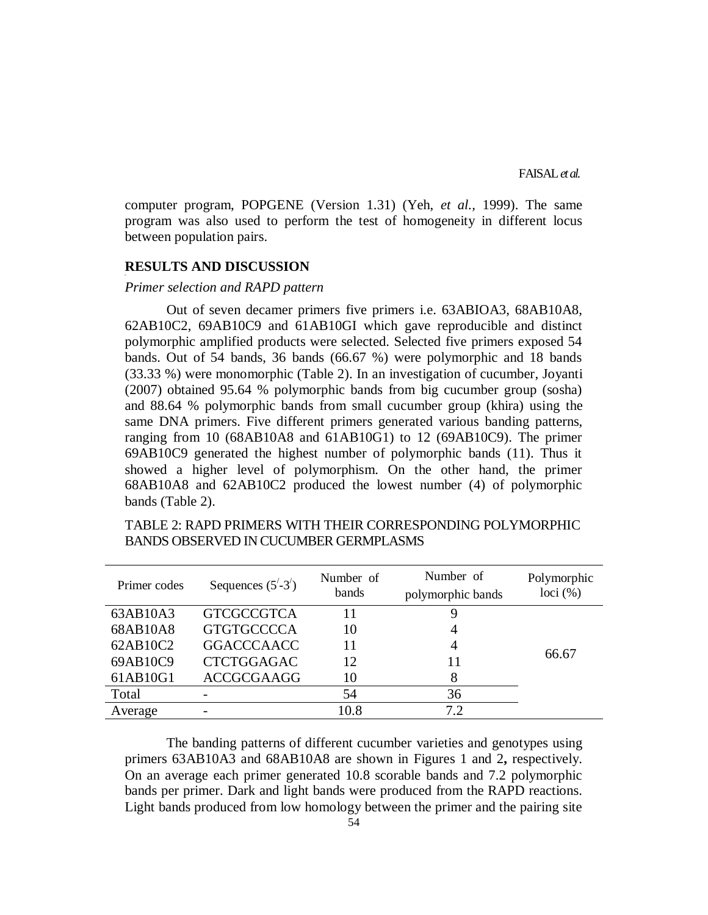computer program, POPGENE (Version 1.31) (Yeh, *et al.*, 1999). The same program was also used to perform the test of homogeneity in different locus between population pairs.

## RESULTS AND DISCUSSION

*Primer selection and RAPD pattern*

Out of seven decamer primers five primers i.e. 63ABIOA3, 68AB10A8, 62AB10C2, 69AB10C9 and 61AB10GI which gave reproducible and distinct polymorphic amplified products were selected. Selected five primers exposed 54 bands. Out of 54 bands, 36 bands (66.67 %) were polymorphic and 18 bands (33.33 %) were monomorphic (Table 2). In an investigation of cucumber, Joyanti (2007) obtained 95.64 % polymorphic bands from big cucumber group (sosha) and 88.64 % polymorphic bands from small cucumber group (khira) using the same DNA primers. Five different primers generated various banding patterns, ranging from 10 (68AB10A8 and 61AB10G1) to 12 (69AB10C9). The primer 69AB10C9 generated the highest number of polymorphic bands (11). Thus it showed a higher level of polymorphism. On the other hand, the primer 68AB10A8 and 62AB10C2 produced the lowest number (4) of polymorphic bands (Table 2).

TABLE 2: RAPD PRIMERS WITH THEIR CORRESPONDING POLYMORPHIC BANDS OBSERVED IN CUCUMBER GERMPLASMS

| Primer codes | Sequences (5′-3′) | Number of bands | Number of polymorphic bands | Polymorphic loci (%) |
|---|---|---|---|---|
| 63AB10A3 | GTCGCCGTCA | 11 | 9 | 66.67 |
| 68AB10A8 | GTGTGCCCCA | 10 | 4 | |
| 62AB10C2 | GGACCCAACC | 11 | 4 | |
| 69AB10C9 | CTCTGGAGAC | 12 | 11 | |
| 61AB10G1 | ACCGCGAAGG | 10 | 8 | |
| Total | - | 54 | 36 | |
| Average | - | 10.8 | 7.2 | |

The banding patterns of different cucumber varieties and genotypes using primers 63AB10A3 and 68AB10A8 are shown in Figures 1 and 2**,** respectively. On an average each primer generated 10.8 scorable bands and 7.2 polymorphic bands per primer. Dark and light bands were produced from the RAPD reactions. Light bands produced from low homology between the primer and the pairing site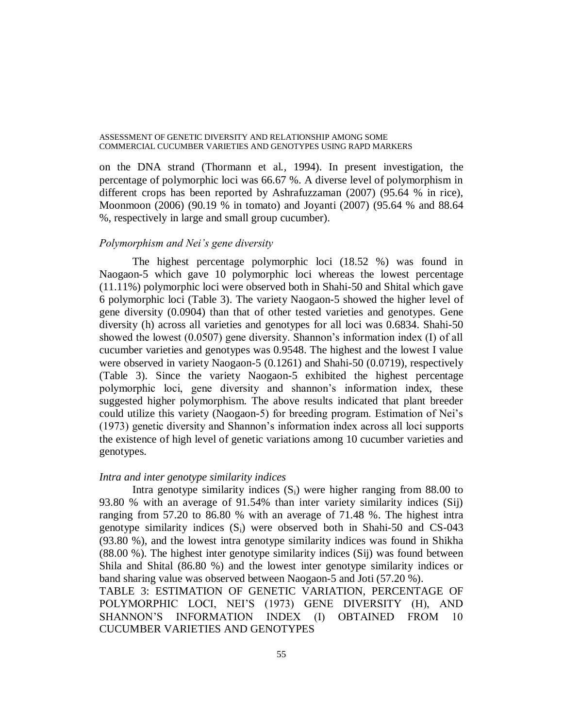on the DNA strand (Thormann et al., 1994). In present investigation, the percentage of polymorphic loci was 66.67 %. A diverse level of polymorphism in different crops has been reported by Ashrafuzzaman (2007) (95.64 % in rice), Moonmoon (2006) (90.19 % in tomato) and Joyanti (2007) (95.64 % and 88.64 %, respectively in large and small group cucumber).

### *Polymorphism and Nei's gene diversity*

The highest percentage polymorphic loci (18.52 %) was found in Naogaon-5 which gave 10 polymorphic loci whereas the lowest percentage (11.11%) polymorphic loci were observed both in Shahi-50 and Shital which gave 6 polymorphic loci (Table 3). The variety Naogaon-5 showed the higher level of gene diversity (0.0904) than that of other tested varieties and genotypes. Gene diversity (h) across all varieties and genotypes for all loci was 0.6834. Shahi-50 showed the lowest (0.0507) gene diversity. Shannon's information index (I) of all cucumber varieties and genotypes was 0.9548. The highest and the lowest I value were observed in variety Naogaon-5 (0.1261) and Shahi-50 (0.0719), respectively (Table 3). Since the variety Naogaon-5 exhibited the highest percentage polymorphic loci, gene diversity and shannon's information index, these suggested higher polymorphism. The above results indicated that plant breeder could utilize this variety (Naogaon-5) for breeding program. Estimation of Nei's (1973) genetic diversity and Shannon's information index across all loci supports the existence of high level of genetic variations among 10 cucumber varieties and genotypes.

### *Intra and inter genotype similarity indices*

Intra genotype similarity indices ($S_i$) were higher ranging from 88.00 to 93.80 % with an average of 91.54% than inter variety similarity indices (Sij) ranging from 57.20 to 86.80 % with an average of 71.48 %. The highest intra genotype similarity indices ($S_i$) were observed both in Shahi-50 and CS-043 (93.80 %), and the lowest intra genotype similarity indices was found in Shikha (88.00 %). The highest inter genotype similarity indices (Sij) was found between Shila and Shital (86.80 %) and the lowest inter genotype similarity indices or band sharing value was observed between Naogaon-5 and Joti (57.20 %).

TABLE 3: ESTIMATION OF GENETIC VARIATION, PERCENTAGE OF POLYMORPHIC LOCI, NEI'S (1973) GENE DIVERSITY (H), AND SHANNON'S INFORMATION INDEX (I) OBTAINED FROM 10 CUCUMBER VARIETIES AND GENOTYPES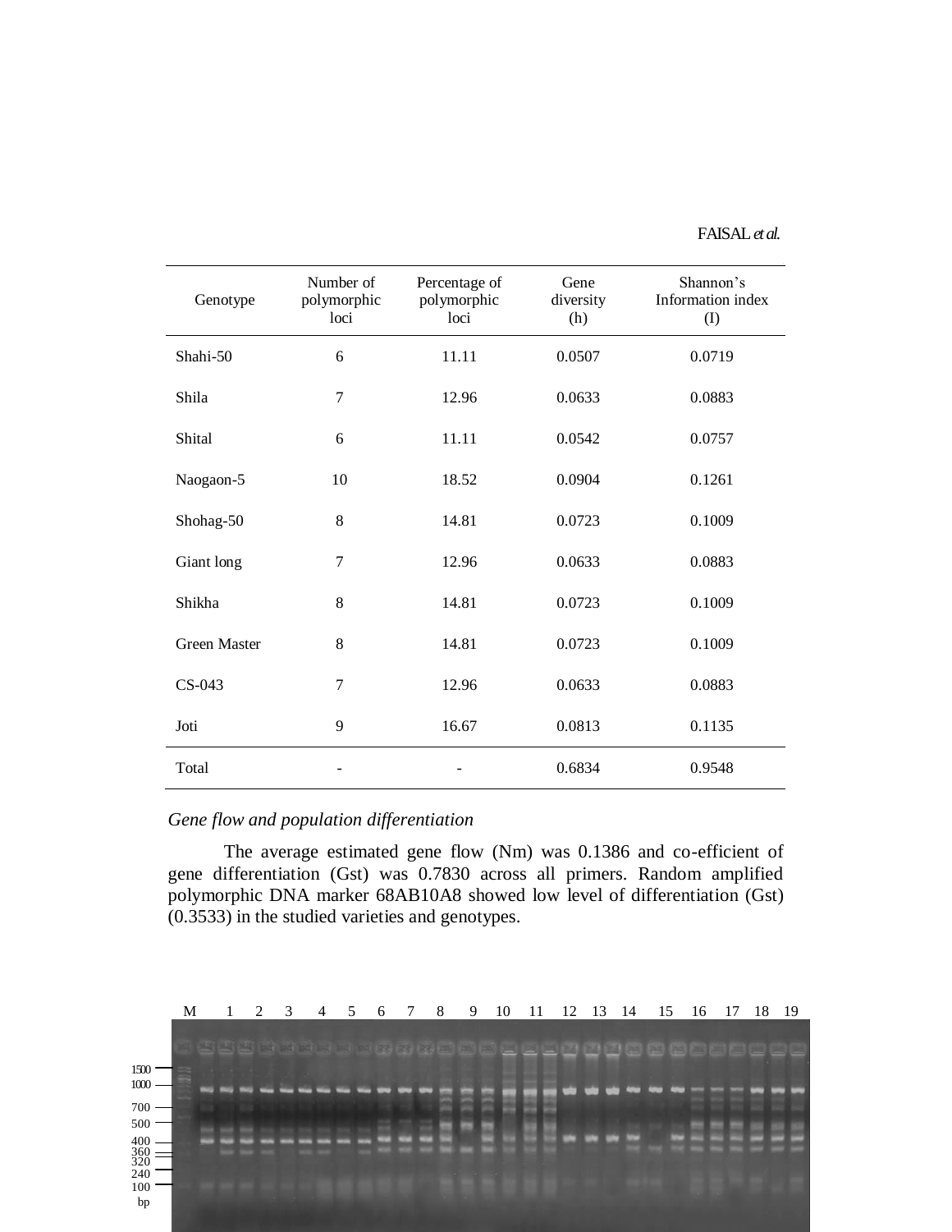| Genotype | Number of polymorphic loci | Percentage of polymorphic loci | Gene diversity (h) | Shannon's Information index (I) |
|---|---|---|---|---|
| Shahi-50 | 6 | 11.11 | 0.0507 | 0.0719 |
| Shila | 7 | 12.96 | 0.0633 | 0.0883 |
| Shital | 6 | 11.11 | 0.0542 | 0.0757 |
| Naogaon-5 | 10 | 18.52 | 0.0904 | 0.1261 |
| Shohag-50 | 8 | 14.81 | 0.0723 | 0.1009 |
| Giant long | 7 | 12.96 | 0.0633 | 0.0883 |
| Shikha | 8 | 14.81 | 0.0723 | 0.1009 |
| Green Master | 8 | 14.81 | 0.0723 | 0.1009 |
| CS-043 | 7 | 12.96 | 0.0633 | 0.0883 |
| Joti | 9 | 16.67 | 0.0813 | 0.1135 |
| Total | - | - | 0.6834 | 0.9548 |

*Gene flow and population differentiation*

The average estimated gene flow (Nm) was 0.1386 and co-efficient of gene differentiation (Gst) was 0.7830 across all primers. Random amplified polymorphic DNA marker 68AB10A8 showed low level of differentiation (Gst) (0.3533) in the studied varieties and genotypes.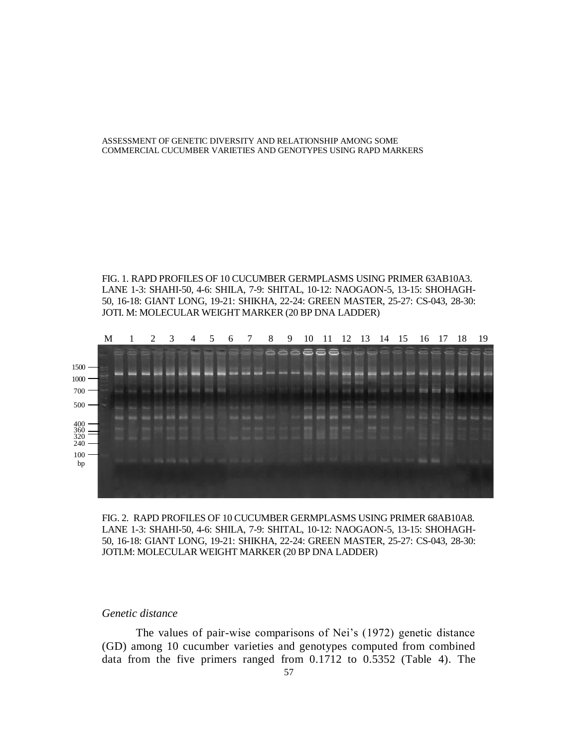FIG. 1. RAPD PROFILES OF 10 CUCUMBER GERMPLASMS USING PRIMER 63AB10A3. LANE 1-3: SHAHI-50, 4-6: SHILA, 7-9: SHITAL, 10-12: NAOGAON-5, 13-15: SHOHAGH-50, 16-18: GIANT LONG, 19-21: SHIKHA, 22-24: GREEN MASTER, 25-27: CS-043, 28-30: JOTI. M: MOLECULAR WEIGHT MARKER (20 BP DNA LADDER)

FIG. 2. RAPD PROFILES OF 10 CUCUMBER GERMPLASMS USING PRIMER 68AB10A8. LANE 1-3: SHAHI-50, 4-6: SHILA, 7-9: SHITAL, 10-12: NAOGAON-5, 13-15: SHOHAGH-50, 16-18: GIANT LONG, 19-21: SHIKHA, 22-24: GREEN MASTER, 25-27: CS-043, 28-30: JOTI.M: MOLECULAR WEIGHT MARKER (20 BP DNA LADDER)

*Genetic distance*

The values of pair-wise comparisons of Nei's (1972) genetic distance (GD) among 10 cucumber varieties and genotypes computed from combined data from the five primers ranged from 0.1712 to 0.5352 (Table 4). The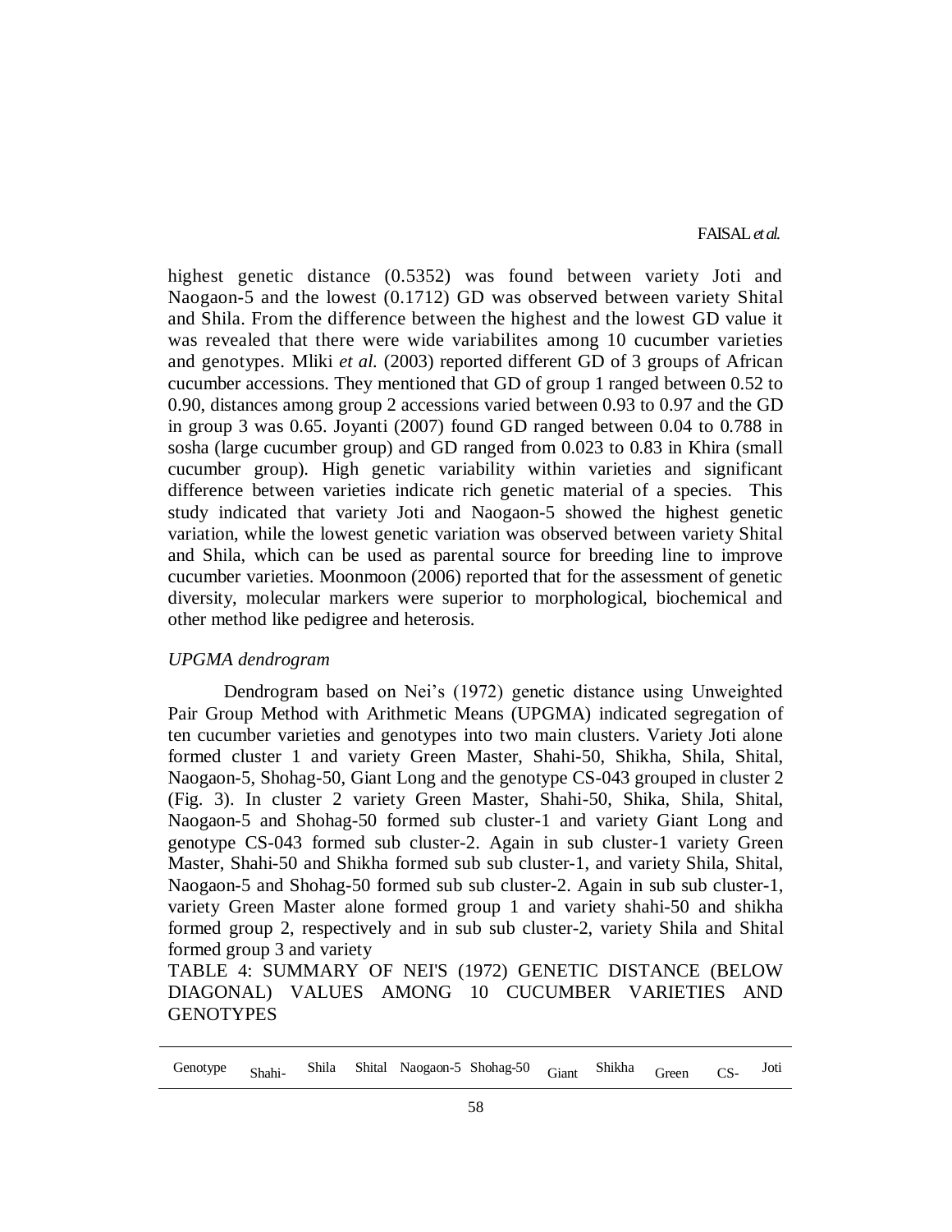highest genetic distance (0.5352) was found between variety Joti and Naogaon-5 and the lowest (0.1712) GD was observed between variety Shital and Shila. From the difference between the highest and the lowest GD value it was revealed that there were wide variabilites among 10 cucumber varieties and genotypes. Mliki *et al.* (2003) reported different GD of 3 groups of African cucumber accessions. They mentioned that GD of group 1 ranged between 0.52 to 0.90, distances among group 2 accessions varied between 0.93 to 0.97 and the GD in group 3 was 0.65. Joyanti (2007) found GD ranged between 0.04 to 0.788 in sosha (large cucumber group) and GD ranged from 0.023 to 0.83 in Khira (small cucumber group). High genetic variability within varieties and significant difference between varieties indicate rich genetic material of a species. This study indicated that variety Joti and Naogaon-5 showed the highest genetic variation, while the lowest genetic variation was observed between variety Shital and Shila, which can be used as parental source for breeding line to improve cucumber varieties. Moonmoon (2006) reported that for the assessment of genetic diversity, molecular markers were superior to morphological, biochemical and other method like pedigree and heterosis.

### *UPGMA dendrogram*

Dendrogram based on Nei's (1972) genetic distance using Unweighted Pair Group Method with Arithmetic Means (UPGMA) indicated segregation of ten cucumber varieties and genotypes into two main clusters. Variety Joti alone formed cluster 1 and variety Green Master, Shahi-50, Shikha, Shila, Shital, Naogaon-5, Shohag-50, Giant Long and the genotype CS-043 grouped in cluster 2 (Fig. 3). In cluster 2 variety Green Master, Shahi-50, Shika, Shila, Shital, Naogaon-5 and Shohag-50 formed sub cluster-1 and variety Giant Long and genotype CS-043 formed sub cluster-2. Again in sub cluster-1 variety Green Master, Shahi-50 and Shikha formed sub sub cluster-1, and variety Shila, Shital, Naogaon-5 and Shohag-50 formed sub sub cluster-2. Again in sub sub cluster-1, variety Green Master alone formed group 1 and variety shahi-50 and shikha formed group 2, respectively and in sub sub cluster-2, variety Shila and Shital formed group 3 and variety

TABLE 4: SUMMARY OF NEI'S (1972) GENETIC DISTANCE (BELOW DIAGONAL) VALUES AMONG 10 CUCUMBER VARIETIES AND GENOTYPES

| Genotype | Shahi- | Shila | Shital | Naogaon-5 | Shohag-50 | Giant | Shikha | Green | CS- | Joti |
|---|---|---|---|---|---|---|---|---|---|---|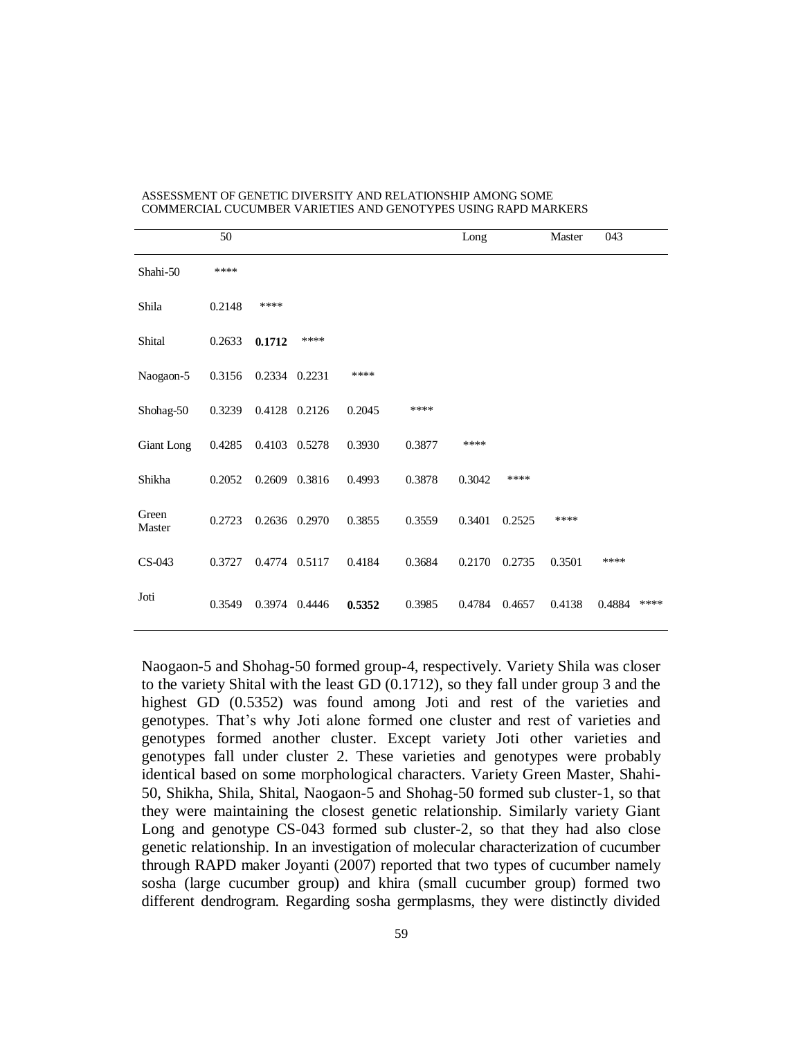| 50 | | | | | | Long | | Master | 043 | |
|---|---|---|---|---|---|---|---|---|---|---|
| Shahi-50 | **** | | | | | | | | | |
| Shila | 0.2148 | **** | | | | | | | | |
| Shital | 0.2633 | **0.1712** | **** | | | | | | | |
| Naogaon-5 | 0.3156 | 0.2334 | 0.2231 | **** | | | | | | |
| Shohag-50 | 0.3239 | 0.4128 | 0.2126 | 0.2045 | **** | | | | | |
| Giant Long | 0.4285 | 0.4103 | 0.5278 | 0.3930 | 0.3877 | **** | | | | |
| Shikha | 0.2052 | 0.2609 | 0.3816 | 0.4993 | 0.3878 | 0.3042 | **** | | | |
| Green Master | 0.2723 | 0.2636 | 0.2970 | 0.3855 | 0.3559 | 0.3401 | 0.2525 | **** | | |
| CS-043 | 0.3727 | 0.4774 | 0.5117 | 0.4184 | 0.3684 | 0.2170 | 0.2735 | 0.3501 | **** | |
| Joti | 0.3549 | 0.3974 | 0.4446 | **0.5352** | 0.3985 | 0.4784 | 0.4657 | 0.4138 | 0.4884 | **** |

Naogaon-5 and Shohag-50 formed group-4, respectively. Variety Shila was closer to the variety Shital with the least GD (0.1712), so they fall under group 3 and the highest GD (0.5352) was found among Joti and rest of the varieties and genotypes. That's why Joti alone formed one cluster and rest of varieties and genotypes formed another cluster. Except variety Joti other varieties and genotypes fall under cluster 2. These varieties and genotypes were probably identical based on some morphological characters. Variety Green Master, Shahi-50, Shikha, Shila, Shital, Naogaon-5 and Shohag-50 formed sub cluster-1, so that they were maintaining the closest genetic relationship. Similarly variety Giant Long and genotype CS-043 formed sub cluster-2, so that they had also close genetic relationship. In an investigation of molecular characterization of cucumber through RAPD maker Joyanti (2007) reported that two types of cucumber namely sosha (large cucumber group) and khira (small cucumber group) formed two different dendrogram. Regarding sosha germplasms, they were distinctly divided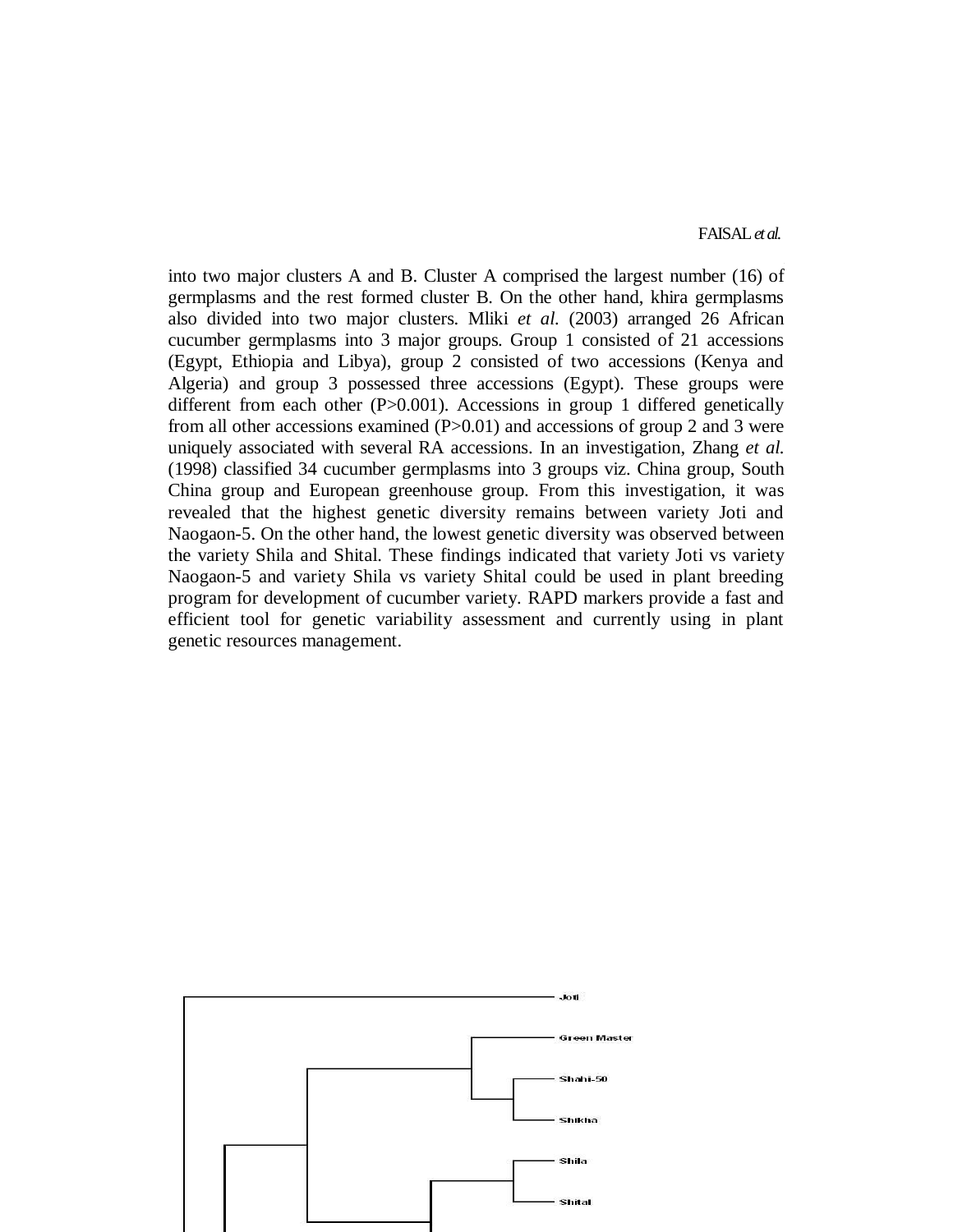into two major clusters A and B. Cluster A comprised the largest number (16) of germplasms and the rest formed cluster B. On the other hand, khira germplasms also divided into two major clusters. Mliki *et al.* (2003) arranged 26 African cucumber germplasms into 3 major groups. Group 1 consisted of 21 accessions (Egypt, Ethiopia and Libya), group 2 consisted of two accessions (Kenya and Algeria) and group 3 possessed three accessions (Egypt). These groups were different from each other ($P>0.001$). Accessions in group 1 differed genetically from all other accessions examined ($P>0.01$) and accessions of group 2 and 3 were uniquely associated with several RA accessions. In an investigation, Zhang *et al.* (1998) classified 34 cucumber germplasms into 3 groups viz. China group, South China group and European greenhouse group. From this investigation, it was revealed that the highest genetic diversity remains between variety Joti and Naogaon-5. On the other hand, the lowest genetic diversity was observed between the variety Shila and Shital. These findings indicated that variety Joti vs variety Naogaon-5 and variety Shila vs variety Shital could be used in plant breeding program for development of cucumber variety. RAPD markers provide a fast and efficient tool for genetic variability assessment and currently using in plant genetic resources management.

Joti

Green Master

Shahi-50

Shikha

Shila

Shital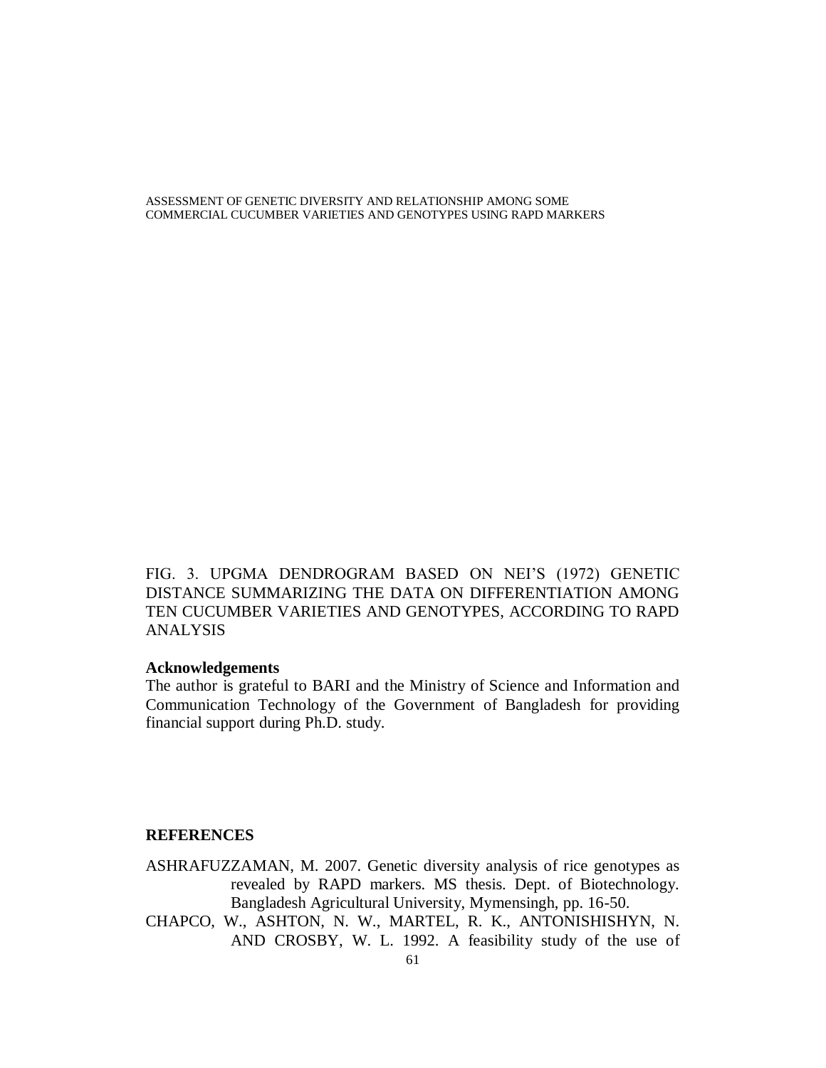FIG. 3. UPGMA DENDROGRAM BASED ON NEI'S (1972) GENETIC DISTANCE SUMMARIZING THE DATA ON DIFFERENTIATION AMONG TEN CUCUMBER VARIETIES AND GENOTYPES, ACCORDING TO RAPD ANALYSIS

**Acknowledgements**

The author is grateful to BARI and the Ministry of Science and Information and Communication Technology of the Government of Bangladesh for providing financial support during Ph.D. study.

**REFERENCES**

ASHRAFUZZAMAN, M. 2007. Genetic diversity analysis of rice genotypes as revealed by RAPD markers. MS thesis. Dept. of Biotechnology. Bangladesh Agricultural University, Mymensingh, pp. 16-50.

CHAPCO, W., ASHTON, N. W., MARTEL, R. K., ANTONISHISHYN, N. AND CROSBY, W. L. 1992. A feasibility study of the use of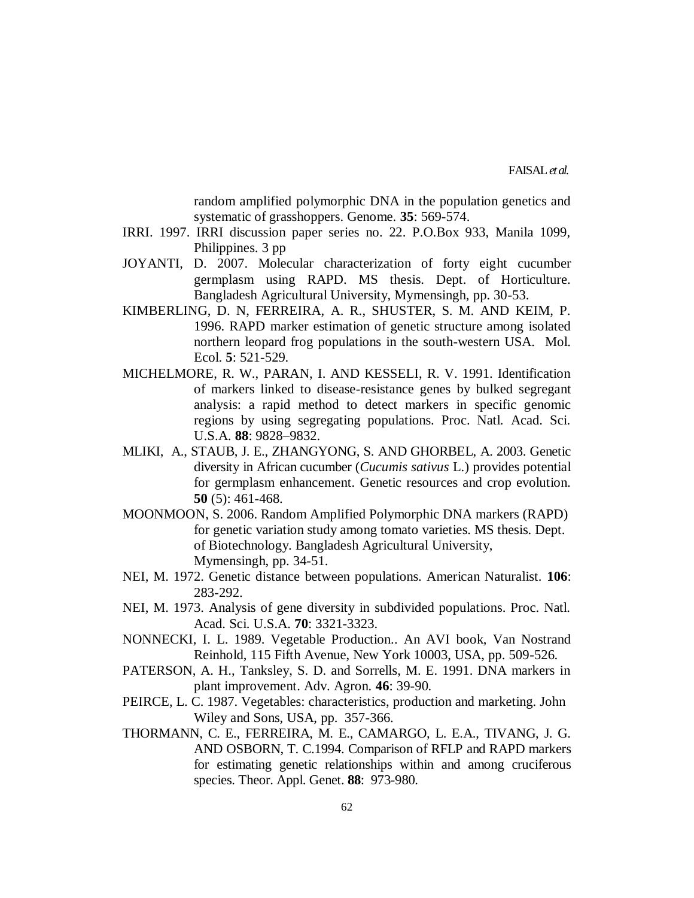random amplified polymorphic DNA in the population genetics and systematic of grasshoppers. Genome. **35**: 569-574.

IRRI. 1997. IRRI discussion paper series no. 22. P.O.Box 933, Manila 1099, Philippines. 3 pp

JOYANTI, D. 2007. Molecular characterization of forty eight cucumber germplasm using RAPD. MS thesis. Dept. of Horticulture. Bangladesh Agricultural University, Mymensingh, pp. 30-53.

KIMBERLING, D. N, FERREIRA, A. R., SHUSTER, S. M. AND KEIM, P. 1996. RAPD marker estimation of genetic structure among isolated northern leopard frog populations in the south-western USA. Mol. Ecol. **5**: 521-529.

MICHELMORE, R. W., PARAN, I. AND KESSELI, R. V. 1991. Identification of markers linked to disease-resistance genes by bulked segregant analysis: a rapid method to detect markers in specific genomic regions by using segregating populations. Proc. Natl. Acad. Sci. U.S.A. **88**: 9828–9832.

MLIKI, A., STAUB, J. E., ZHANGYONG, S. AND GHORBEL, A. 2003. Genetic diversity in African cucumber (*Cucumis sativus* L.) provides potential for germplasm enhancement. Genetic resources and crop evolution. **50** (5): 461-468.

MOONMOON, S. 2006. Random Amplified Polymorphic DNA markers (RAPD) for genetic variation study among tomato varieties. MS thesis. Dept. of Biotechnology. Bangladesh Agricultural University, Mymensingh, pp. 34-51.

NEI, M. 1972. Genetic distance between populations. American Naturalist. **106**: 283-292.

NEI, M. 1973. Analysis of gene diversity in subdivided populations. Proc. Natl. Acad. Sci. U.S.A. **70**: 3321-3323.

NONNECKI, I. L. 1989. Vegetable Production.. An AVI book, Van Nostrand Reinhold, 115 Fifth Avenue, New York 10003, USA, pp. 509-526.

PATERSON, A. H., Tanksley, S. D. and Sorrells, M. E. 1991. DNA markers in plant improvement. Adv. Agron. **46**: 39-90.

PEIRCE, L. C. 1987. Vegetables: characteristics, production and marketing. John Wiley and Sons, USA, pp. 357-366.

THORMANN, C. E., FERREIRA, M. E., CAMARGO, L. E.A., TIVANG, J. G. AND OSBORN, T. C.1994. Comparison of RFLP and RAPD markers for estimating genetic relationships within and among cruciferous species. Theor. Appl. Genet. **88**: 973-980.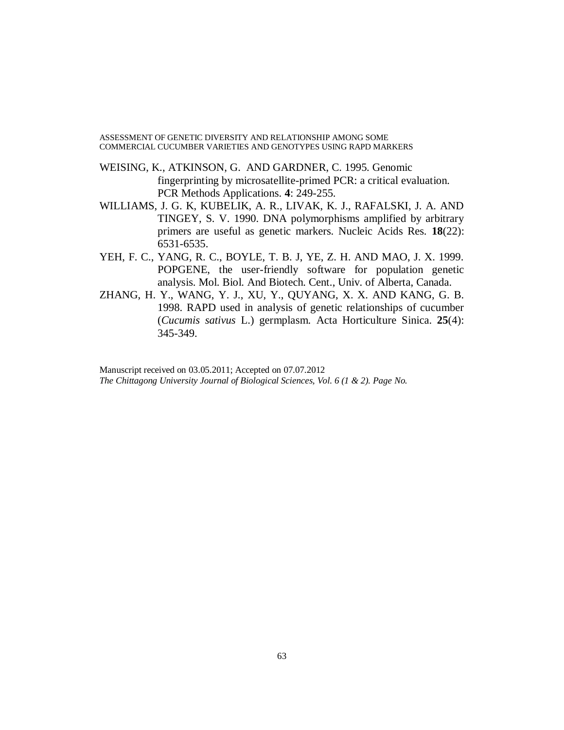WEISING, K., ATKINSON, G. AND GARDNER, C. 1995. Genomic fingerprinting by microsatellite-primed PCR: a critical evaluation. PCR Methods Applications. **4**: 249-255.

WILLIAMS, J. G. K, KUBELIK, A. R., LIVAK, K. J., RAFALSKI, J. A. AND TINGEY, S. V. 1990. DNA polymorphisms amplified by arbitrary primers are useful as genetic markers. Nucleic Acids Res. **18**(22): 6531-6535.

YEH, F. C., YANG, R. C., BOYLE, T. B. J, YE, Z. H. AND MAO, J. X. 1999. POPGENE, the user-friendly software for population genetic analysis. Mol. Biol. And Biotech. Cent., Univ. of Alberta, Canada.

ZHANG, H. Y., WANG, Y. J., XU, Y., QUYANG, X. X. AND KANG, G. B. 1998. RAPD used in analysis of genetic relationships of cucumber (*Cucumis sativus* L.) germplasm. Acta Horticulture Sinica. **25**(4): 345-349.

Manuscript received on 03.05.2011; Accepted on 07.07.2012

*The Chittagong University Journal of Biological Sciences, Vol. 6 (1 & 2). Page No.*